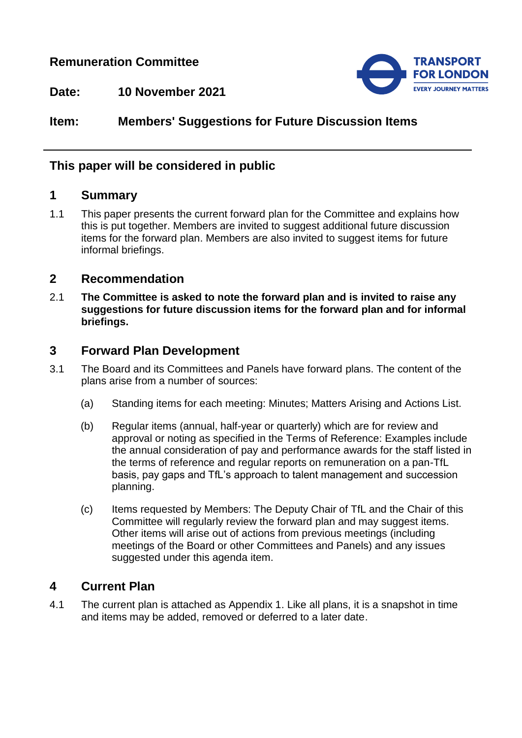**Remuneration Committee**

**Date:** **10 November 2021**

**Item:** **Members' Suggestions for Future Discussion Items**

---

## This paper will be considered in public

## 1 Summary

1.1 This paper presents the current forward plan for the Committee and explains how this is put together. Members are invited to suggest additional future discussion items for the forward plan. Members are also invited to suggest items for future informal briefings.

## 2 Recommendation

2.1 **The Committee is asked to note the forward plan and is invited to raise any suggestions for future discussion items for the forward plan and for informal briefings.**

## 3 Forward Plan Development

3.1 The Board and its Committees and Panels have forward plans. The content of the plans arise from a number of sources:

(a) Standing items for each meeting: Minutes; Matters Arising and Actions List.

(b) Regular items (annual, half-year or quarterly) which are for review and approval or noting as specified in the Terms of Reference: Examples include the annual consideration of pay and performance awards for the staff listed in the terms of reference and regular reports on remuneration on a pan-TfL basis, pay gaps and TfL's approach to talent management and succession planning.

(c) Items requested by Members: The Deputy Chair of TfL and the Chair of this Committee will regularly review the forward plan and may suggest items. Other items will arise out of actions from previous meetings (including meetings of the Board or other Committees and Panels) and any issues suggested under this agenda item.

## 4 Current Plan

4.1 The current plan is attached as Appendix 1. Like all plans, it is a snapshot in time and items may be added, removed or deferred to a later date.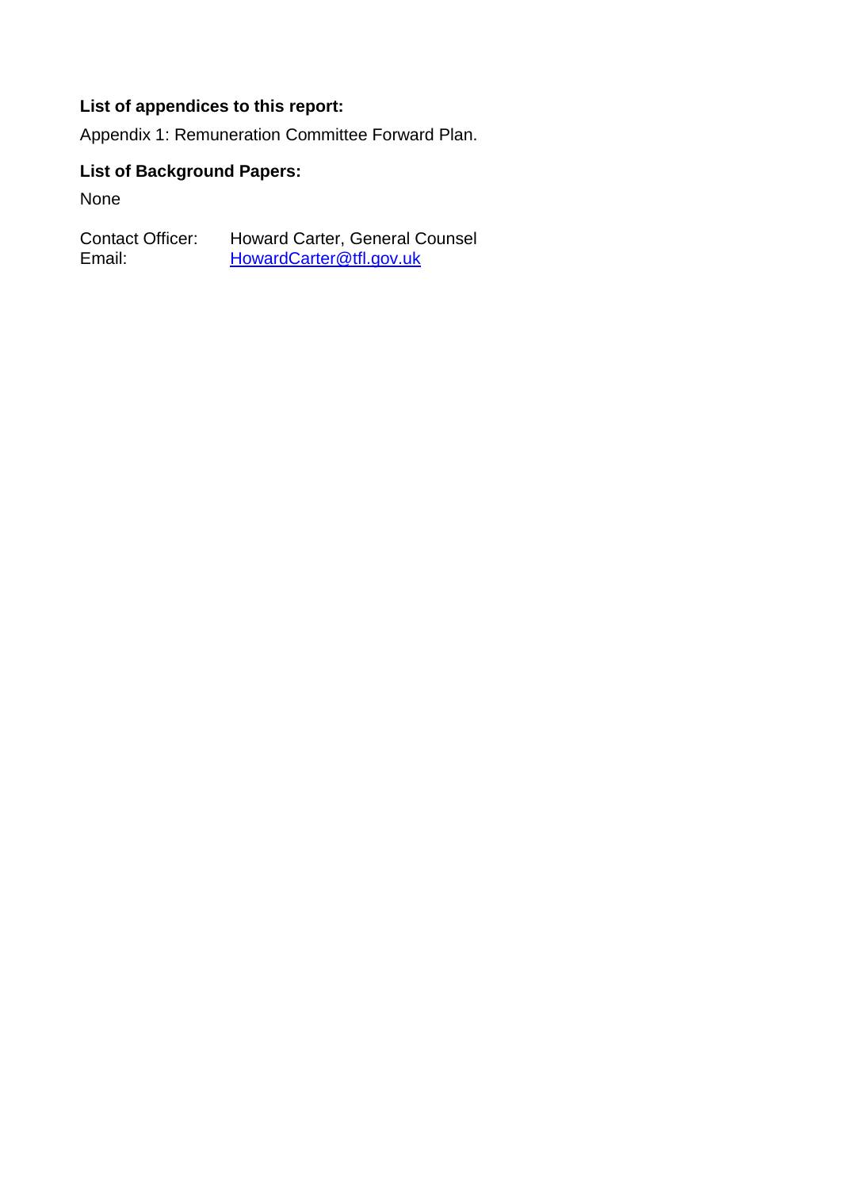**List of appendices to this report:**

Appendix 1: Remuneration Committee Forward Plan.

**List of Background Papers:**

None

Contact Officer: Howard Carter, General Counsel
Email: HowardCarter@tfl.gov.uk